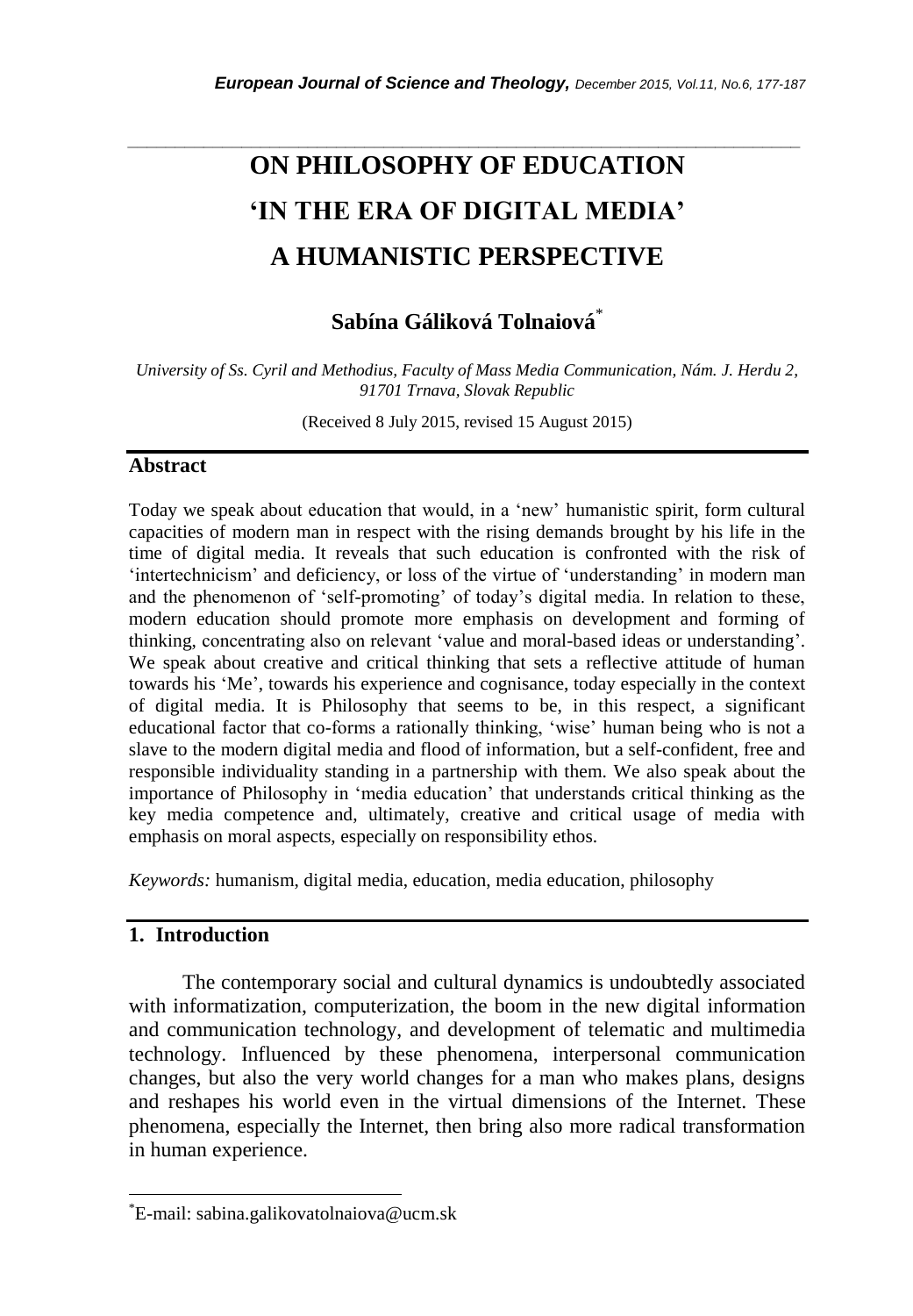# ON PHILOSOPHY OF EDUCATION 'IN THE ERA OF DIGITAL MEDIA' A HUMANISTIC PERSPECTIVE

**Sabína Gáliková Tolnaiová**[*]

*University of Ss. Cyril and Methodius, Faculty of Mass Media Communication, Nám. J. Herdu 2, 91701 Trnava, Slovak Republic*

(Received 8 July 2015, revised 15 August 2015)

## Abstract

Today we speak about education that would, in a 'new' humanistic spirit, form cultural capacities of modern man in respect with the rising demands brought by his life in the time of digital media. It reveals that such education is confronted with the risk of 'intertechnicism' and deficiency, or loss of the virtue of 'understanding' in modern man and the phenomenon of 'self-promoting' of today's digital media. In relation to these, modern education should promote more emphasis on development and forming of thinking, concentrating also on relevant 'value and moral-based ideas or understanding'. We speak about creative and critical thinking that sets a reflective attitude of human towards his 'Me', towards his experience and cognisance, today especially in the context of digital media. It is Philosophy that seems to be, in this respect, a significant educational factor that co-forms a rationally thinking, 'wise' human being who is not a slave to the modern digital media and flood of information, but a self-confident, free and responsible individuality standing in a partnership with them. We also speak about the importance of Philosophy in 'media education' that understands critical thinking as the key media competence and, ultimately, creative and critical usage of media with emphasis on moral aspects, especially on responsibility ethos.

*Keywords:* humanism, digital media, education, media education, philosophy

## 1. Introduction

The contemporary social and cultural dynamics is undoubtedly associated with informatization, computerization, the boom in the new digital information and communication technology, and development of telematic and multimedia technology. Influenced by these phenomena, interpersonal communication changes, but also the very world changes for a man who makes plans, designs and reshapes his world even in the virtual dimensions of the Internet. These phenomena, especially the Internet, then bring also more radical transformation in human experience.

---

[*]E-mail: sabina.galikovatolnaiova@ucm.sk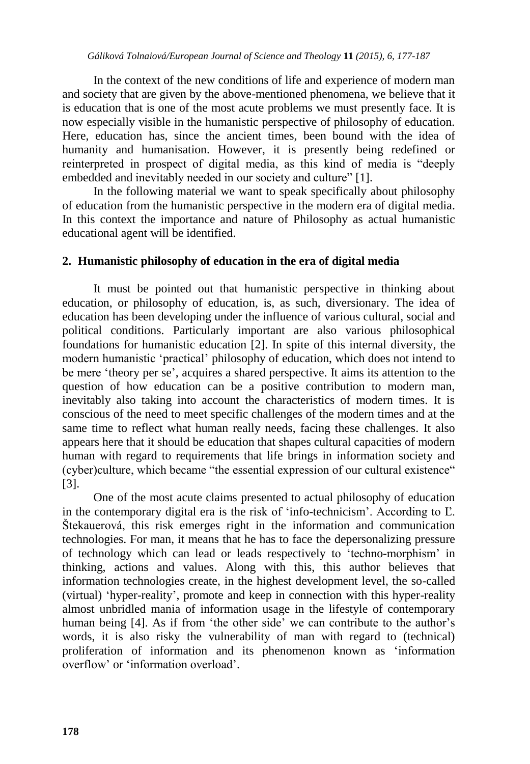In the context of the new conditions of life and experience of modern man and society that are given by the above-mentioned phenomena, we believe that it is education that is one of the most acute problems we must presently face. It is now especially visible in the humanistic perspective of philosophy of education. Here, education has, since the ancient times, been bound with the idea of humanity and humanisation. However, it is presently being redefined or reinterpreted in prospect of digital media, as this kind of media is "deeply embedded and inevitably needed in our society and culture" [1].

In the following material we want to speak specifically about philosophy of education from the humanistic perspective in the modern era of digital media. In this context the importance and nature of Philosophy as actual humanistic educational agent will be identified.

## 2. Humanistic philosophy of education in the era of digital media

It must be pointed out that humanistic perspective in thinking about education, or philosophy of education, is, as such, diversionary. The idea of education has been developing under the influence of various cultural, social and political conditions. Particularly important are also various philosophical foundations for humanistic education [2]. In spite of this internal diversity, the modern humanistic 'practical' philosophy of education, which does not intend to be mere 'theory per se', acquires a shared perspective. It aims its attention to the question of how education can be a positive contribution to modern man, inevitably also taking into account the characteristics of modern times. It is conscious of the need to meet specific challenges of the modern times and at the same time to reflect what human really needs, facing these challenges. It also appears here that it should be education that shapes cultural capacities of modern human with regard to requirements that life brings in information society and (cyber)culture, which became "the essential expression of our cultural existence" [3].

One of the most acute claims presented to actual philosophy of education in the contemporary digital era is the risk of 'info-technicism'. According to Ľ. Štekauerová, this risk emerges right in the information and communication technologies. For man, it means that he has to face the depersonalizing pressure of technology which can lead or leads respectively to 'techno-morphism' in thinking, actions and values. Along with this, this author believes that information technologies create, in the highest development level, the so-called (virtual) 'hyper-reality', promote and keep in connection with this hyper-reality almost unbridled mania of information usage in the lifestyle of contemporary human being [4]. As if from 'the other side' we can contribute to the author's words, it is also risky the vulnerability of man with regard to (technical) proliferation of information and its phenomenon known as 'information overflow' or 'information overload'.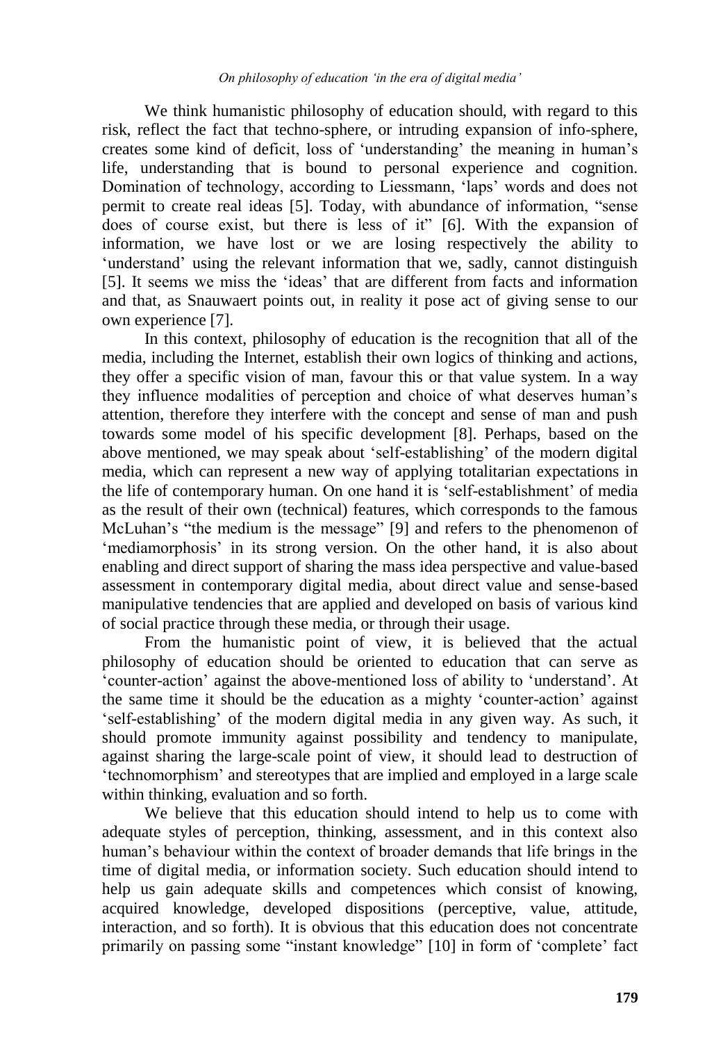We think humanistic philosophy of education should, with regard to this risk, reflect the fact that techno-sphere, or intruding expansion of info-sphere, creates some kind of deficit, loss of 'understanding' the meaning in human's life, understanding that is bound to personal experience and cognition. Domination of technology, according to Liessmann, 'laps' words and does not permit to create real ideas [5]. Today, with abundance of information, "sense does of course exist, but there is less of it" [6]. With the expansion of information, we have lost or we are losing respectively the ability to 'understand' using the relevant information that we, sadly, cannot distinguish [5]. It seems we miss the 'ideas' that are different from facts and information and that, as Snauwaert points out, in reality it pose act of giving sense to our own experience [7].

In this context, philosophy of education is the recognition that all of the media, including the Internet, establish their own logics of thinking and actions, they offer a specific vision of man, favour this or that value system. In a way they influence modalities of perception and choice of what deserves human's attention, therefore they interfere with the concept and sense of man and push towards some model of his specific development [8]. Perhaps, based on the above mentioned, we may speak about 'self-establishing' of the modern digital media, which can represent a new way of applying totalitarian expectations in the life of contemporary human. On one hand it is 'self-establishment' of media as the result of their own (technical) features, which corresponds to the famous McLuhan's "the medium is the message" [9] and refers to the phenomenon of 'mediamorphosis' in its strong version. On the other hand, it is also about enabling and direct support of sharing the mass idea perspective and value-based assessment in contemporary digital media, about direct value and sense-based manipulative tendencies that are applied and developed on basis of various kind of social practice through these media, or through their usage.

From the humanistic point of view, it is believed that the actual philosophy of education should be oriented to education that can serve as 'counter-action' against the above-mentioned loss of ability to 'understand'. At the same time it should be the education as a mighty 'counter-action' against 'self-establishing' of the modern digital media in any given way. As such, it should promote immunity against possibility and tendency to manipulate, against sharing the large-scale point of view, it should lead to destruction of 'technomorphism' and stereotypes that are implied and employed in a large scale within thinking, evaluation and so forth.

We believe that this education should intend to help us to come with adequate styles of perception, thinking, assessment, and in this context also human's behaviour within the context of broader demands that life brings in the time of digital media, or information society. Such education should intend to help us gain adequate skills and competences which consist of knowing, acquired knowledge, developed dispositions (perceptive, value, attitude, interaction, and so forth). It is obvious that this education does not concentrate primarily on passing some "instant knowledge" [10] in form of 'complete' fact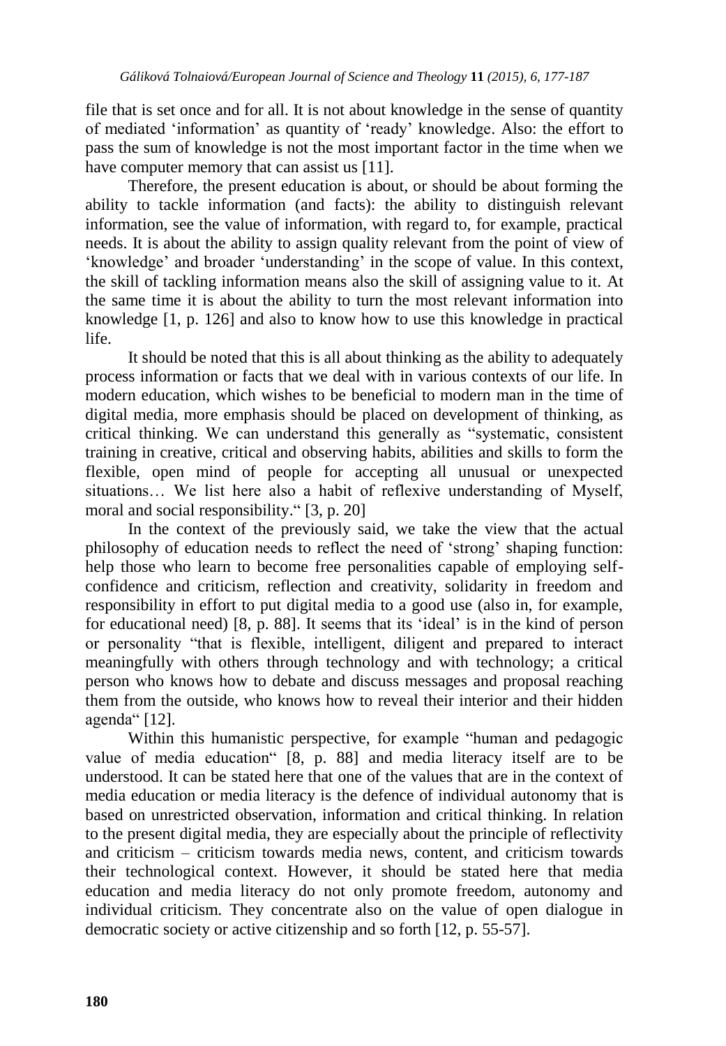file that is set once and for all. It is not about knowledge in the sense of quantity of mediated 'information' as quantity of 'ready' knowledge. Also: the effort to pass the sum of knowledge is not the most important factor in the time when we have computer memory that can assist us [11].

Therefore, the present education is about, or should be about forming the ability to tackle information (and facts): the ability to distinguish relevant information, see the value of information, with regard to, for example, practical needs. It is about the ability to assign quality relevant from the point of view of 'knowledge' and broader 'understanding' in the scope of value. In this context, the skill of tackling information means also the skill of assigning value to it. At the same time it is about the ability to turn the most relevant information into knowledge [1, p. 126] and also to know how to use this knowledge in practical life.

It should be noted that this is all about thinking as the ability to adequately process information or facts that we deal with in various contexts of our life. In modern education, which wishes to be beneficial to modern man in the time of digital media, more emphasis should be placed on development of thinking, as critical thinking. We can understand this generally as "systematic, consistent training in creative, critical and observing habits, abilities and skills to form the flexible, open mind of people for accepting all unusual or unexpected situations… We list here also a habit of reflexive understanding of Myself, moral and social responsibility." [3, p. 20]

In the context of the previously said, we take the view that the actual philosophy of education needs to reflect the need of 'strong' shaping function: help those who learn to become free personalities capable of employing self-confidence and criticism, reflection and creativity, solidarity in freedom and responsibility in effort to put digital media to a good use (also in, for example, for educational need) [8, p. 88]. It seems that its 'ideal' is in the kind of person or personality "that is flexible, intelligent, diligent and prepared to interact meaningfully with others through technology and with technology; a critical person who knows how to debate and discuss messages and proposal reaching them from the outside, who knows how to reveal their interior and their hidden agenda" [12].

Within this humanistic perspective, for example "human and pedagogic value of media education" [8, p. 88] and media literacy itself are to be understood. It can be stated here that one of the values that are in the context of media education or media literacy is the defence of individual autonomy that is based on unrestricted observation, information and critical thinking. In relation to the present digital media, they are especially about the principle of reflectivity and criticism – criticism towards media news, content, and criticism towards their technological context. However, it should be stated here that media education and media literacy do not only promote freedom, autonomy and individual criticism. They concentrate also on the value of open dialogue in democratic society or active citizenship and so forth [12, p. 55-57].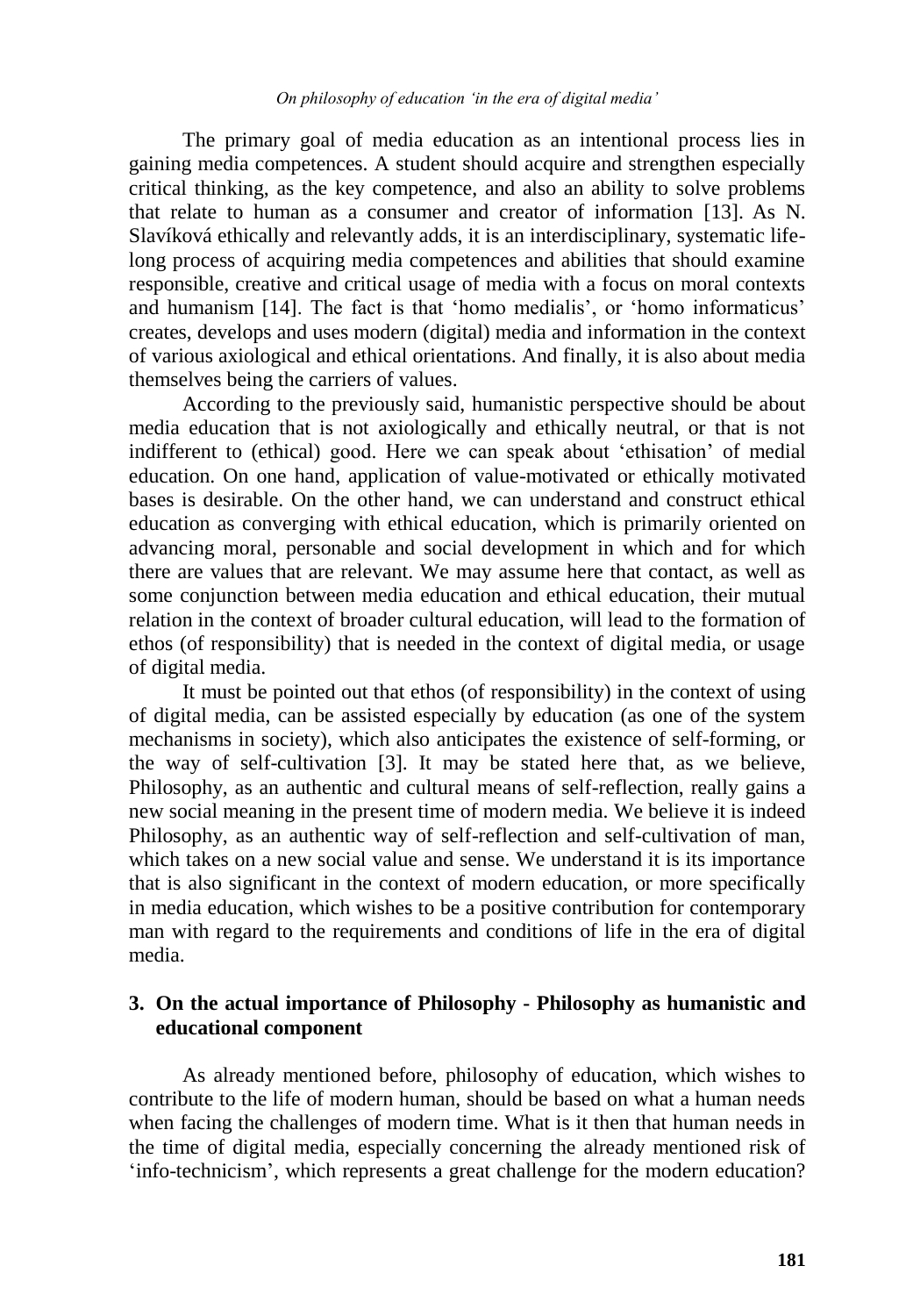The primary goal of media education as an intentional process lies in gaining media competences. A student should acquire and strengthen especially critical thinking, as the key competence, and also an ability to solve problems that relate to human as a consumer and creator of information [13]. As N. Slavíková ethically and relevantly adds, it is an interdisciplinary, systematic life-long process of acquiring media competences and abilities that should examine responsible, creative and critical usage of media with a focus on moral contexts and humanism [14]. The fact is that 'homo medialis', or 'homo informaticus' creates, develops and uses modern (digital) media and information in the context of various axiological and ethical orientations. And finally, it is also about media themselves being the carriers of values.

According to the previously said, humanistic perspective should be about media education that is not axiologically and ethically neutral, or that is not indifferent to (ethical) good. Here we can speak about 'ethisation' of medial education. On one hand, application of value-motivated or ethically motivated bases is desirable. On the other hand, we can understand and construct ethical education as converging with ethical education, which is primarily oriented on advancing moral, personable and social development in which and for which there are values that are relevant. We may assume here that contact, as well as some conjunction between media education and ethical education, their mutual relation in the context of broader cultural education, will lead to the formation of ethos (of responsibility) that is needed in the context of digital media, or usage of digital media.

It must be pointed out that ethos (of responsibility) in the context of using of digital media, can be assisted especially by education (as one of the system mechanisms in society), which also anticipates the existence of self-forming, or the way of self-cultivation [3]. It may be stated here that, as we believe, Philosophy, as an authentic and cultural means of self-reflection, really gains a new social meaning in the present time of modern media. We believe it is indeed Philosophy, as an authentic way of self-reflection and self-cultivation of man, which takes on a new social value and sense. We understand it is its importance that is also significant in the context of modern education, or more specifically in media education, which wishes to be a positive contribution for contemporary man with regard to the requirements and conditions of life in the era of digital media.

## 3. On the actual importance of Philosophy - Philosophy as humanistic and educational component

As already mentioned before, philosophy of education, which wishes to contribute to the life of modern human, should be based on what a human needs when facing the challenges of modern time. What is it then that human needs in the time of digital media, especially concerning the already mentioned risk of 'info-technicism', which represents a great challenge for the modern education?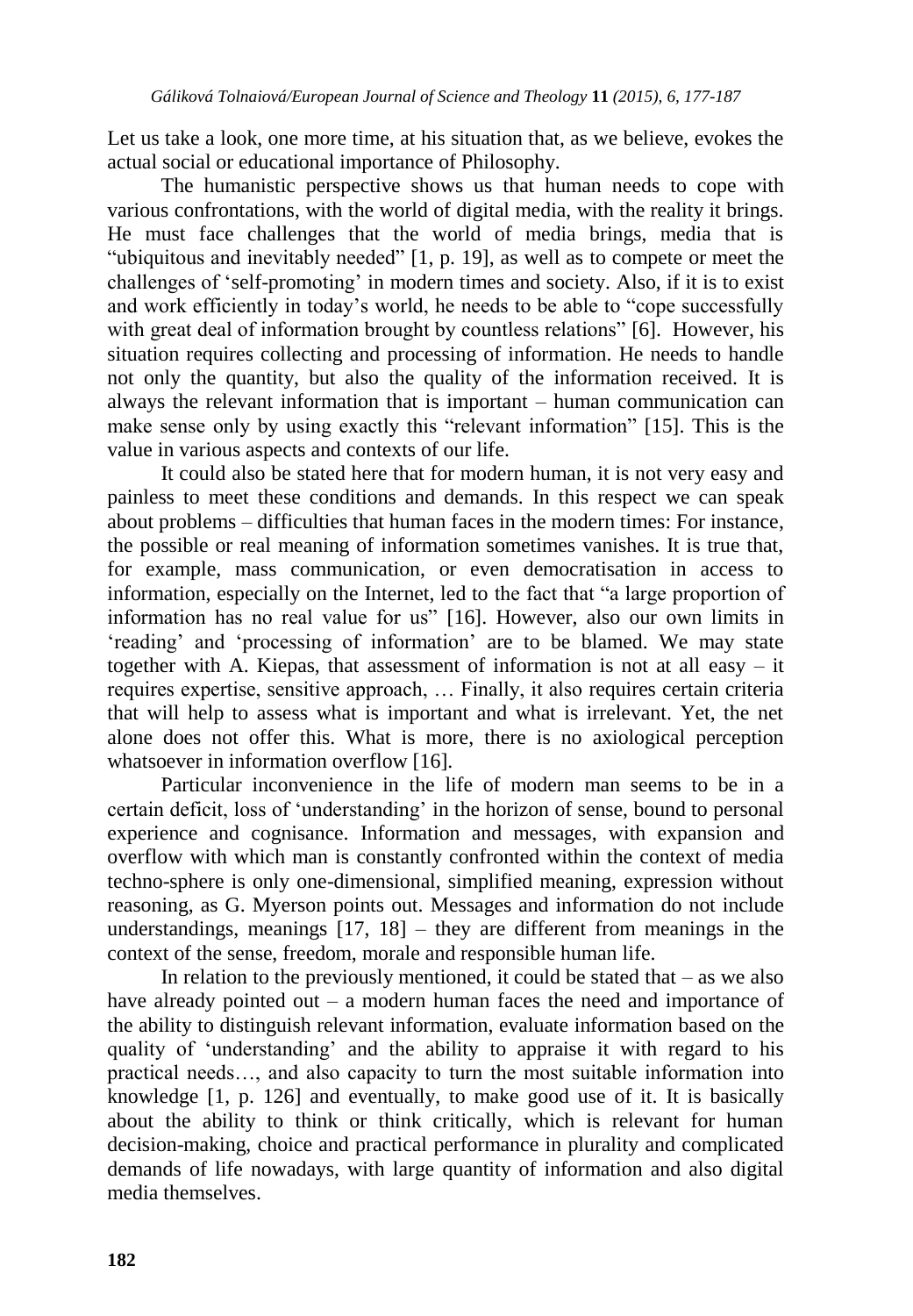Let us take a look, one more time, at his situation that, as we believe, evokes the actual social or educational importance of Philosophy.

The humanistic perspective shows us that human needs to cope with various confrontations, with the world of digital media, with the reality it brings. He must face challenges that the world of media brings, media that is "ubiquitous and inevitably needed" [1, p. 19], as well as to compete or meet the challenges of 'self-promoting' in modern times and society. Also, if it is to exist and work efficiently in today's world, he needs to be able to "cope successfully with great deal of information brought by countless relations" [6]. However, his situation requires collecting and processing of information. He needs to handle not only the quantity, but also the quality of the information received. It is always the relevant information that is important – human communication can make sense only by using exactly this "relevant information" [15]. This is the value in various aspects and contexts of our life.

It could also be stated here that for modern human, it is not very easy and painless to meet these conditions and demands. In this respect we can speak about problems – difficulties that human faces in the modern times: For instance, the possible or real meaning of information sometimes vanishes. It is true that, for example, mass communication, or even democratisation in access to information, especially on the Internet, led to the fact that "a large proportion of information has no real value for us" [16]. However, also our own limits in 'reading' and 'processing of information' are to be blamed. We may state together with A. Kiepas, that assessment of information is not at all easy – it requires expertise, sensitive approach, … Finally, it also requires certain criteria that will help to assess what is important and what is irrelevant. Yet, the net alone does not offer this. What is more, there is no axiological perception whatsoever in information overflow [16].

Particular inconvenience in the life of modern man seems to be in a certain deficit, loss of 'understanding' in the horizon of sense, bound to personal experience and cognisance. Information and messages, with expansion and overflow with which man is constantly confronted within the context of media techno-sphere is only one-dimensional, simplified meaning, expression without reasoning, as G. Myerson points out. Messages and information do not include understandings, meanings [17, 18] – they are different from meanings in the context of the sense, freedom, morale and responsible human life.

In relation to the previously mentioned, it could be stated that – as we also have already pointed out – a modern human faces the need and importance of the ability to distinguish relevant information, evaluate information based on the quality of 'understanding' and the ability to appraise it with regard to his practical needs…, and also capacity to turn the most suitable information into knowledge [1, p. 126] and eventually, to make good use of it. It is basically about the ability to think or think critically, which is relevant for human decision-making, choice and practical performance in plurality and complicated demands of life nowadays, with large quantity of information and also digital media themselves.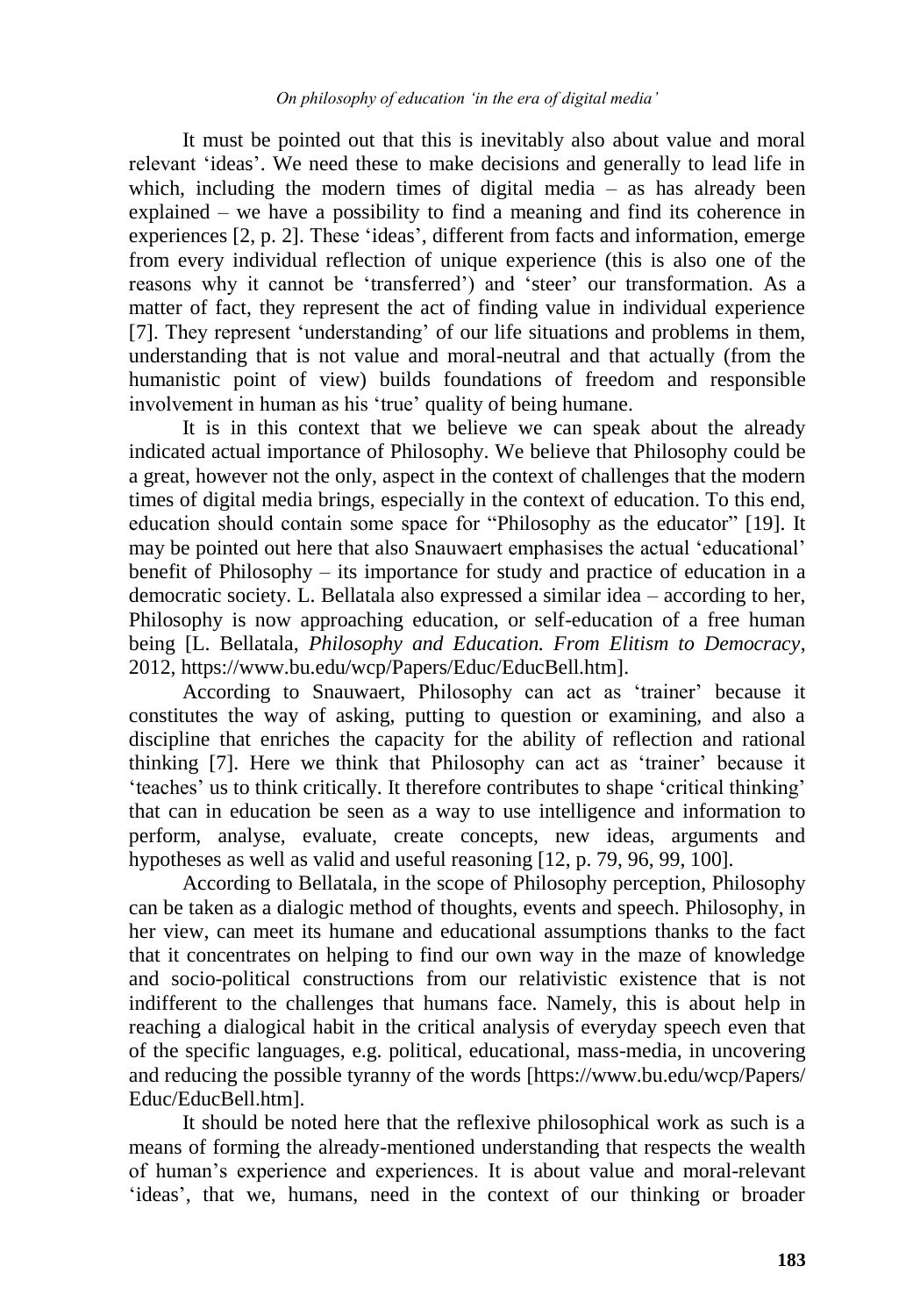It must be pointed out that this is inevitably also about value and moral relevant 'ideas'. We need these to make decisions and generally to lead life in which, including the modern times of digital media – as has already been explained – we have a possibility to find a meaning and find its coherence in experiences [2, p. 2]. These 'ideas', different from facts and information, emerge from every individual reflection of unique experience (this is also one of the reasons why it cannot be 'transferred') and 'steer' our transformation. As a matter of fact, they represent the act of finding value in individual experience [7]. They represent 'understanding' of our life situations and problems in them, understanding that is not value and moral-neutral and that actually (from the humanistic point of view) builds foundations of freedom and responsible involvement in human as his 'true' quality of being humane.

It is in this context that we believe we can speak about the already indicated actual importance of Philosophy. We believe that Philosophy could be a great, however not the only, aspect in the context of challenges that the modern times of digital media brings, especially in the context of education. To this end, education should contain some space for "Philosophy as the educator" [19]. It may be pointed out here that also Snauwaert emphasises the actual 'educational' benefit of Philosophy – its importance for study and practice of education in a democratic society. L. Bellatala also expressed a similar idea – according to her, Philosophy is now approaching education, or self-education of a free human being [L. Bellatala, *Philosophy and Education. From Elitism to Democracy*, 2012, https://www.bu.edu/wcp/Papers/Educ/EducBell.htm].

According to Snauwaert, Philosophy can act as 'trainer' because it constitutes the way of asking, putting to question or examining, and also a discipline that enriches the capacity for the ability of reflection and rational thinking [7]. Here we think that Philosophy can act as 'trainer' because it 'teaches' us to think critically. It therefore contributes to shape 'critical thinking' that can in education be seen as a way to use intelligence and information to perform, analyse, evaluate, create concepts, new ideas, arguments and hypotheses as well as valid and useful reasoning [12, p. 79, 96, 99, 100].

According to Bellatala, in the scope of Philosophy perception, Philosophy can be taken as a dialogic method of thoughts, events and speech. Philosophy, in her view, can meet its humane and educational assumptions thanks to the fact that it concentrates on helping to find our own way in the maze of knowledge and socio-political constructions from our relativistic existence that is not indifferent to the challenges that humans face. Namely, this is about help in reaching a dialogical habit in the critical analysis of everyday speech even that of the specific languages, e.g. political, educational, mass-media, in uncovering and reducing the possible tyranny of the words [https://www.bu.edu/wcp/Papers/Educ/EducBell.htm].

It should be noted here that the reflexive philosophical work as such is a means of forming the already-mentioned understanding that respects the wealth of human's experience and experiences. It is about value and moral-relevant 'ideas', that we, humans, need in the context of our thinking or broader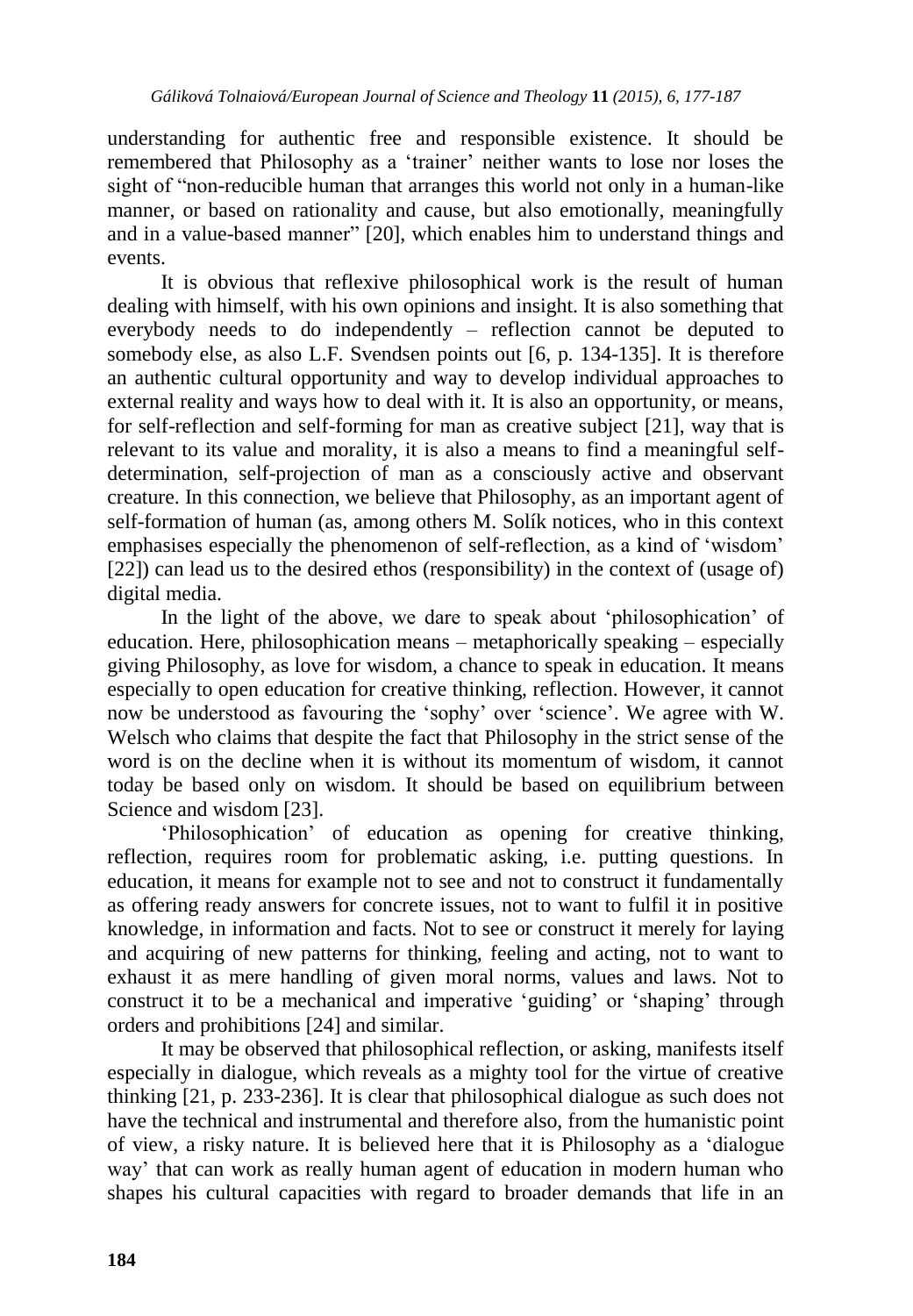understanding for authentic free and responsible existence. It should be remembered that Philosophy as a 'trainer' neither wants to lose nor loses the sight of "non-reducible human that arranges this world not only in a human-like manner, or based on rationality and cause, but also emotionally, meaningfully and in a value-based manner" [20], which enables him to understand things and events.

It is obvious that reflexive philosophical work is the result of human dealing with himself, with his own opinions and insight. It is also something that everybody needs to do independently – reflection cannot be deputed to somebody else, as also L.F. Svendsen points out [6, p. 134-135]. It is therefore an authentic cultural opportunity and way to develop individual approaches to external reality and ways how to deal with it. It is also an opportunity, or means, for self-reflection and self-forming for man as creative subject [21], way that is relevant to its value and morality, it is also a means to find a meaningful self-determination, self-projection of man as a consciously active and observant creature. In this connection, we believe that Philosophy, as an important agent of self-formation of human (as, among others M. Solík notices, who in this context emphasises especially the phenomenon of self-reflection, as a kind of 'wisdom' [22]) can lead us to the desired ethos (responsibility) in the context of (usage of) digital media.

In the light of the above, we dare to speak about 'philosophication' of education. Here, philosophication means – metaphorically speaking – especially giving Philosophy, as love for wisdom, a chance to speak in education. It means especially to open education for creative thinking, reflection. However, it cannot now be understood as favouring the 'sophy' over 'science'. We agree with W. Welsch who claims that despite the fact that Philosophy in the strict sense of the word is on the decline when it is without its momentum of wisdom, it cannot today be based only on wisdom. It should be based on equilibrium between Science and wisdom [23].

'Philosophication' of education as opening for creative thinking, reflection, requires room for problematic asking, i.e. putting questions. In education, it means for example not to see and not to construct it fundamentally as offering ready answers for concrete issues, not to want to fulfil it in positive knowledge, in information and facts. Not to see or construct it merely for laying and acquiring of new patterns for thinking, feeling and acting, not to want to exhaust it as mere handling of given moral norms, values and laws. Not to construct it to be a mechanical and imperative 'guiding' or 'shaping' through orders and prohibitions [24] and similar.

It may be observed that philosophical reflection, or asking, manifests itself especially in dialogue, which reveals as a mighty tool for the virtue of creative thinking [21, p. 233-236]. It is clear that philosophical dialogue as such does not have the technical and instrumental and therefore also, from the humanistic point of view, a risky nature. It is believed here that it is Philosophy as a 'dialogue way' that can work as really human agent of education in modern human who shapes his cultural capacities with regard to broader demands that life in an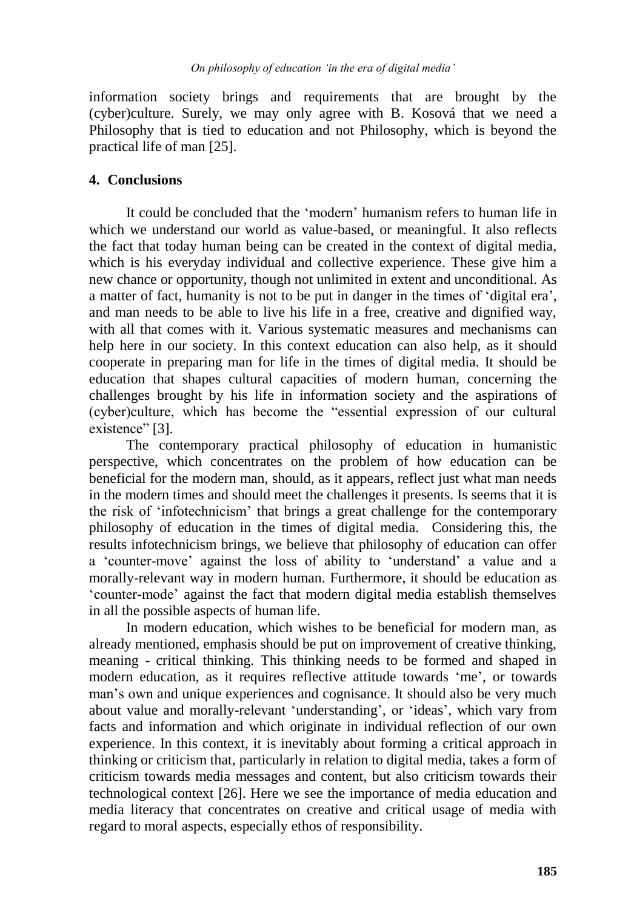information society brings and requirements that are brought by the (cyber)culture. Surely, we may only agree with B. Kosová that we need a Philosophy that is tied to education and not Philosophy, which is beyond the practical life of man [25].

## 4. Conclusions

It could be concluded that the 'modern' humanism refers to human life in which we understand our world as value-based, or meaningful. It also reflects the fact that today human being can be created in the context of digital media, which is his everyday individual and collective experience. These give him a new chance or opportunity, though not unlimited in extent and unconditional. As a matter of fact, humanity is not to be put in danger in the times of 'digital era', and man needs to be able to live his life in a free, creative and dignified way, with all that comes with it. Various systematic measures and mechanisms can help here in our society. In this context education can also help, as it should cooperate in preparing man for life in the times of digital media. It should be education that shapes cultural capacities of modern human, concerning the challenges brought by his life in information society and the aspirations of (cyber)culture, which has become the "essential expression of our cultural existence" [3].

The contemporary practical philosophy of education in humanistic perspective, which concentrates on the problem of how education can be beneficial for the modern man, should, as it appears, reflect just what man needs in the modern times and should meet the challenges it presents. Is seems that it is the risk of 'infotechnicism' that brings a great challenge for the contemporary philosophy of education in the times of digital media. Considering this, the results infotechnicism brings, we believe that philosophy of education can offer a 'counter-move' against the loss of ability to 'understand' a value and a morally-relevant way in modern human. Furthermore, it should be education as 'counter-mode' against the fact that modern digital media establish themselves in all the possible aspects of human life.

In modern education, which wishes to be beneficial for modern man, as already mentioned, emphasis should be put on improvement of creative thinking, meaning - critical thinking. This thinking needs to be formed and shaped in modern education, as it requires reflective attitude towards 'me', or towards man's own and unique experiences and cognisance. It should also be very much about value and morally-relevant 'understanding', or 'ideas', which vary from facts and information and which originate in individual reflection of our own experience. In this context, it is inevitably about forming a critical approach in thinking or criticism that, particularly in relation to digital media, takes a form of criticism towards media messages and content, but also criticism towards their technological context [26]. Here we see the importance of media education and media literacy that concentrates on creative and critical usage of media with regard to moral aspects, especially ethos of responsibility.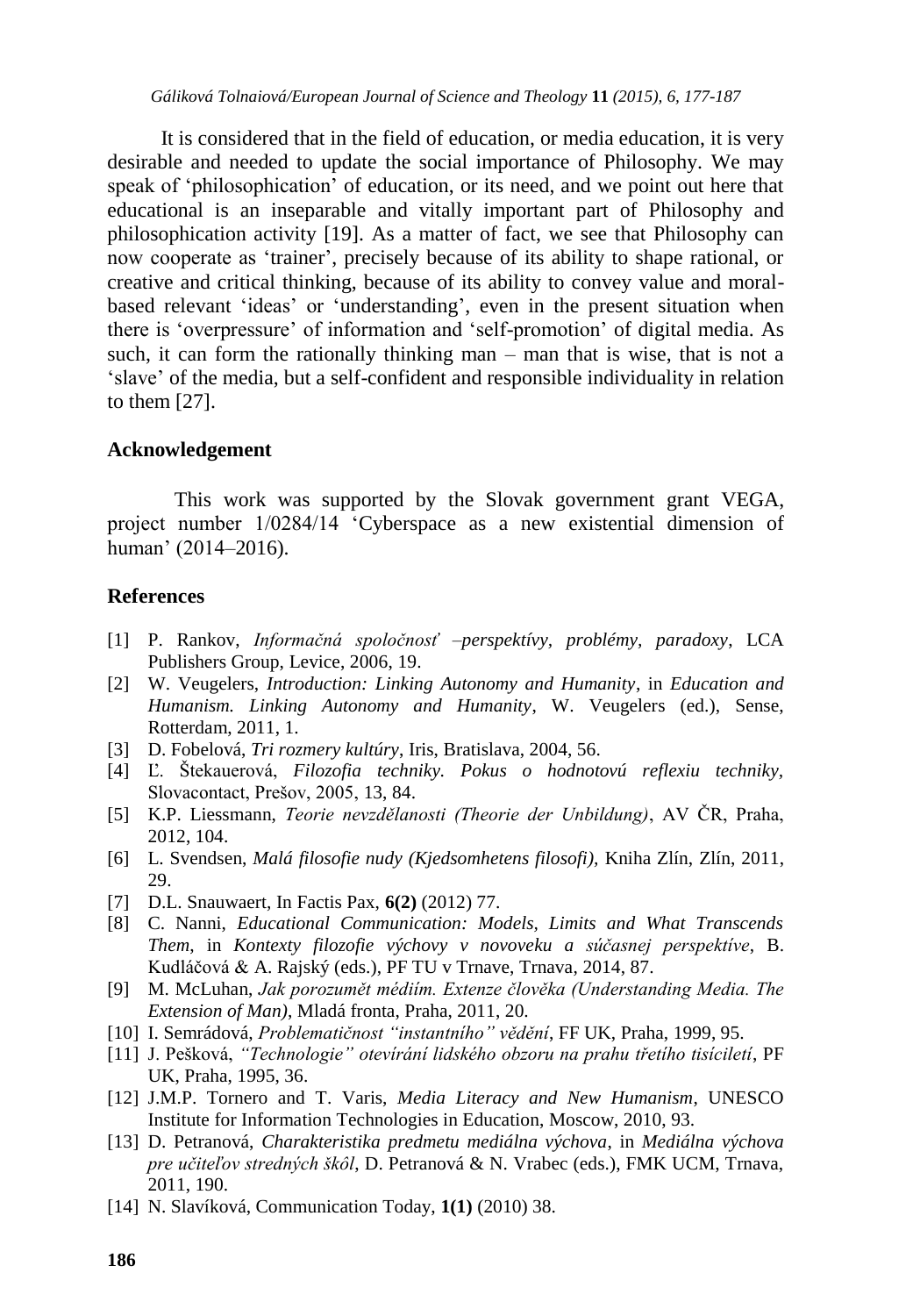It is considered that in the field of education, or media education, it is very desirable and needed to update the social importance of Philosophy. We may speak of 'philosophication' of education, or its need, and we point out here that educational is an inseparable and vitally important part of Philosophy and philosophication activity [19]. As a matter of fact, we see that Philosophy can now cooperate as 'trainer', precisely because of its ability to shape rational, or creative and critical thinking, because of its ability to convey value and moral-based relevant 'ideas' or 'understanding', even in the present situation when there is 'overpressure' of information and 'self-promotion' of digital media. As such, it can form the rationally thinking man – man that is wise, that is not a 'slave' of the media, but a self-confident and responsible individuality in relation to them [27].

## Acknowledgement

This work was supported by the Slovak government grant VEGA, project number 1/0284/14 'Cyberspace as a new existential dimension of human' (2014–2016).

## References

[1] P. Rankov, *Informačná spoločnosť –perspektívy, problémy, paradoxy*, LCA Publishers Group, Levice, 2006, 19.

[2] W. Veugelers, *Introduction: Linking Autonomy and Humanity*, in *Education and Humanism. Linking Autonomy and Humanity*, W. Veugelers (ed.), Sense, Rotterdam, 2011, 1.

[3] D. Fobelová, *Tri rozmery kultúry*, Iris, Bratislava, 2004, 56.

[4] Ľ. Štekauerová, *Filozofia techniky. Pokus o hodnotovú reflexiu techniky*, Slovacontact, Prešov, 2005, 13, 84.

[5] K.P. Liessmann, *Teorie nevzdělanosti (Theorie der Unbildung)*, AV ČR, Praha, 2012, 104.

[6] L. Svendsen, *Malá filosofie nudy (Kjedsomhetens filosofi)*, Kniha Zlín, Zlín, 2011, 29.

[7] D.L. Snauwaert, In Factis Pax, **6(2)** (2012) 77.

[8] C. Nanni, *Educational Communication: Models, Limits and What Transcends Them*, in *Kontexty filozofie výchovy v novoveku a súčasnej perspektíve*, B. Kudláčová & A. Rajský (eds.), PF TU v Trnave, Trnava, 2014, 87.

[9] M. McLuhan, *Jak porozumět médiím. Extenze člověka (Understanding Media. The Extension of Man)*, Mladá fronta, Praha, 2011, 20.

[10] I. Semrádová, *Problematičnost "instantního" vědění*, FF UK, Praha, 1999, 95.

[11] J. Pešková, *"Technologie" otevírání lidského obzoru na prahu třetího tisíciletí*, PF UK, Praha, 1995, 36.

[12] J.M.P. Tornero and T. Varis, *Media Literacy and New Humanism*, UNESCO Institute for Information Technologies in Education, Moscow, 2010, 93.

[13] D. Petranová, *Charakteristika predmetu mediálna výchova*, in *Mediálna výchova pre učiteľov stredných škôl*, D. Petranová & N. Vrabec (eds.), FMK UCM, Trnava, 2011, 190.

[14] N. Slavíková, Communication Today, **1(1)** (2010) 38.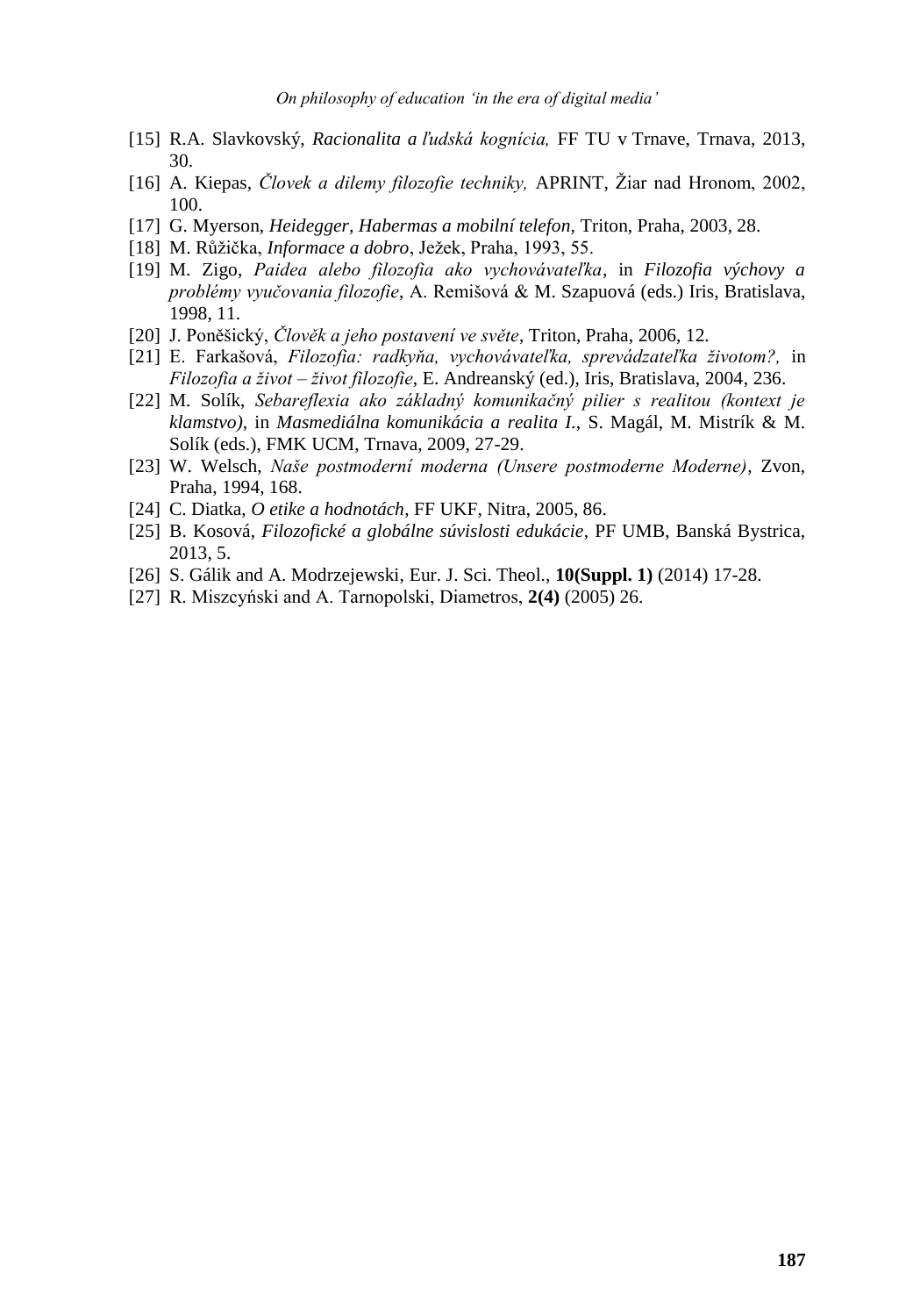[15] R.A. Slavkovský, *Racionalita a ľudská kognícia,* FF TU v Trnave, Trnava, 2013, 30.

[16] A. Kiepas, *Človek a dilemy filozofie techniky,* APRINT, Žiar nad Hronom, 2002, 100.

[17] G. Myerson, *Heidegger, Habermas a mobilní telefon,* Triton, Praha, 2003, 28.

[18] M. Růžička, *Informace a dobro*, Ježek, Praha, 1993, 55.

[19] M. Zigo, *Paidea alebo filozofia ako vychovávateľka*, in *Filozofia výchovy a problémy vyučovania filozofie*, A. Remišová & M. Szapuová (eds.) Iris, Bratislava, 1998, 11.

[20] J. Poněšický, *Člověk a jeho postavení ve světe*, Triton, Praha, 2006, 12.

[21] E. Farkašová, *Filozofia: radkyňa, vychovávateľka, sprevádzateľka životom?,* in *Filozofia a život – život filozofie*, E. Andreanský (ed.), Iris, Bratislava, 2004, 236.

[22] M. Solík, *Sebareflexia ako základný komunikačný pilier s realitou (kontext je klamstvo)*, in *Masmediálna komunikácia a realita I.*, S. Magál, M. Mistrík & M. Solík (eds.), FMK UCM, Trnava, 2009, 27-29.

[23] W. Welsch, *Naše postmoderní moderna (Unsere postmoderne Moderne)*, Zvon, Praha, 1994, 168.

[24] C. Diatka, *O etike a hodnotách*, FF UKF, Nitra, 2005, 86.

[25] B. Kosová, *Filozofické a globálne súvislosti edukácie*, PF UMB, Banská Bystrica, 2013, 5.

[26] S. Gálik and A. Modrzejewski, Eur. J. Sci. Theol., **10(Suppl. 1)** (2014) 17-28.

[27] R. Miszcyński and A. Tarnopolski, Diametros, **2(4)** (2005) 26.